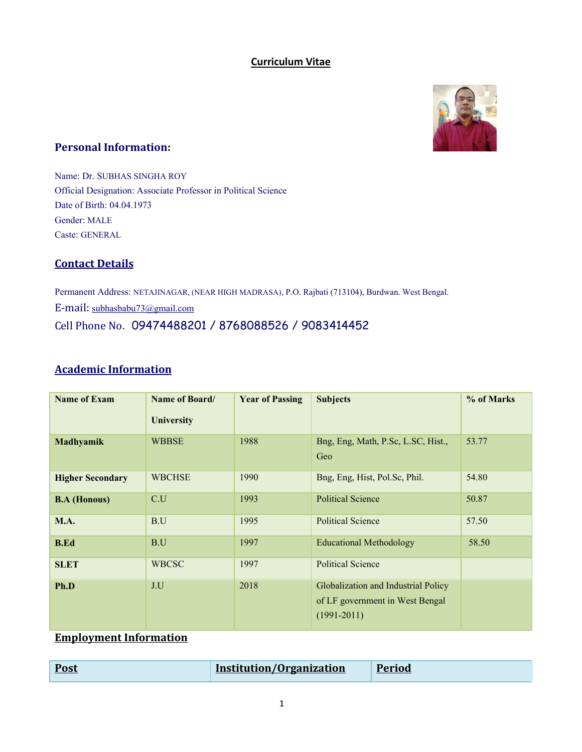# Curriculum Vitae

## Personal Information:

Name: Dr. SUBHAS SINGHA ROY
Official Designation: Associate Professor in Political Science
Date of Birth: 04.04.1973
Gender: MALE
Caste: GENERAL

## Contact Details

Permanent Address: NETAJINAGAR, (NEAR HIGH MADRASA), P.O. Rajbati (713104), Burdwan. West Bengal.
E-mail: subhasbabu73@gmail.com
Cell Phone No. 09474488201 / 8768088526 / 9083414452

## Academic Information

| Name of Exam | Name of Board/ University | Year of Passing | Subjects | % of Marks |
|---|---|---|---|---|
| **Madhyamik** | WBBSE | 1988 | Bng, Eng, Math, P.Sc, L.SC, Hist., Geo | 53.77 |
| **Higher Secondary** | WBCHSE | 1990 | Bng, Eng, Hist, Pol.Sc, Phil. | 54.80 |
| **B.A (Honous)** | C.U | 1993 | Political Science | 50.87 |
| **M.A.** | B.U | 1995 | Political Science | 57.50 |
| **B.Ed** | B.U | 1997 | Educational Methodology | 58.50 |
| **SLET** | WBCSC | 1997 | Political Science | |
| **Ph.D** | J.U | 2018 | Globalization and Industrial Policy of LF government in West Bengal (1991-2011) | |

## Employment Information

| Post | Institution/Organization | Period |
|---|---|---|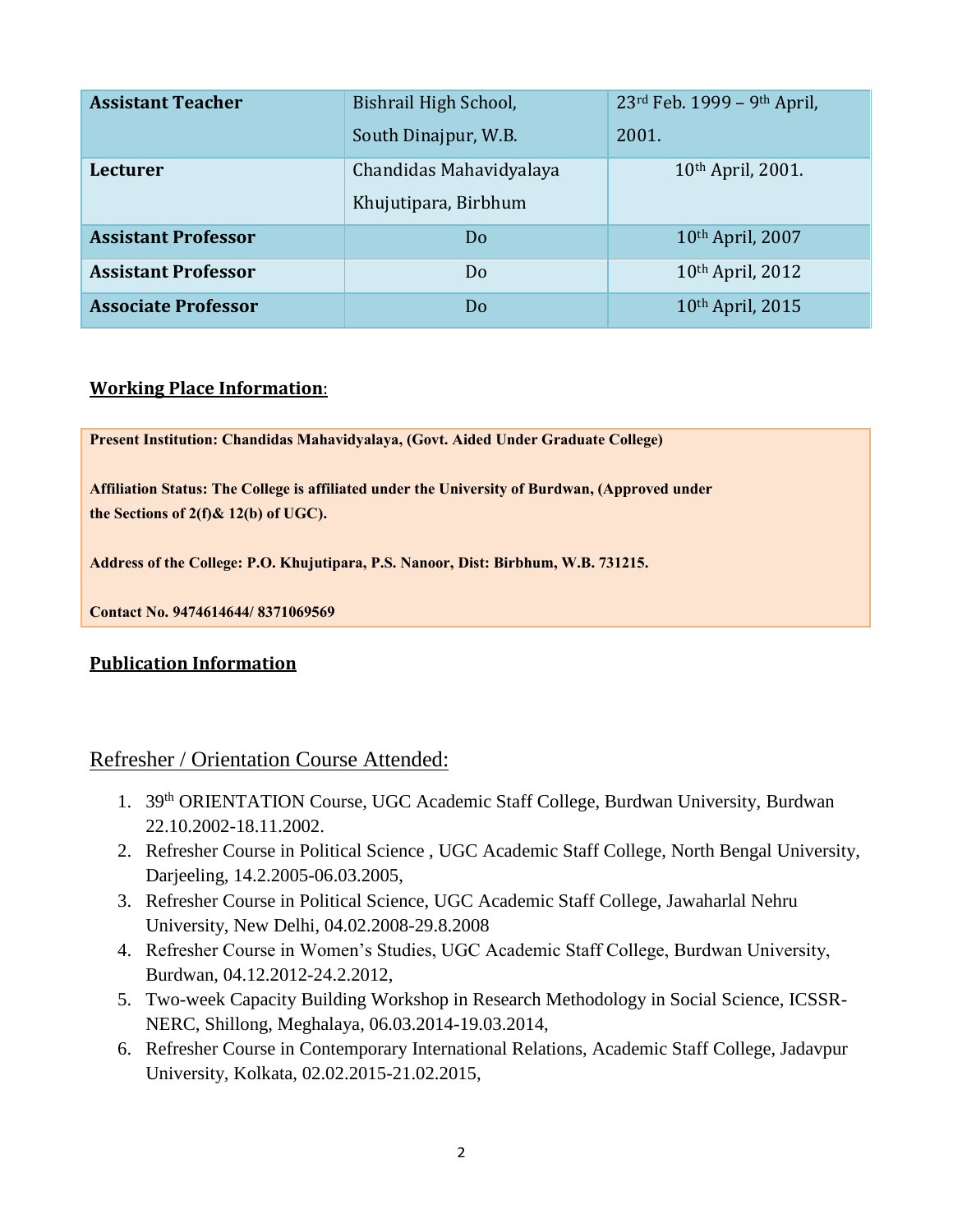| **Assistant Teacher** | Bishrail High School, South Dinajpur, W.B. | 23rd Feb. 1999 – 9th April, 2001. |
|---|---|---|
| **Lecturer** | Chandidas Mahavidyalaya Khujutipara, Birbhum | 10th April, 2001. |
| **Assistant Professor** | Do | 10th April, 2007 |
| **Assistant Professor** | Do | 10th April, 2012 |
| **Associate Professor** | Do | 10th April, 2015 |

**Working Place Information**:

**Present Institution: Chandidas Mahavidyalaya, (Govt. Aided Under Graduate College)**

**Affiliation Status: The College is affiliated under the University of Burdwan, (Approved under the Sections of 2(f)& 12(b) of UGC).**

**Address of the College: P.O. Khujutipara, P.S. Nanoor, Dist: Birbhum, W.B. 731215.**

**Contact No. 9474614644/ 8371069569**

**Publication Information**

## Refresher / Orientation Course Attended:

1. 39th ORIENTATION Course, UGC Academic Staff College, Burdwan University, Burdwan 22.10.2002-18.11.2002.
2. Refresher Course in Political Science , UGC Academic Staff College, North Bengal University, Darjeeling, 14.2.2005-06.03.2005,
3. Refresher Course in Political Science, UGC Academic Staff College, Jawaharlal Nehru University, New Delhi, 04.02.2008-29.8.2008
4. Refresher Course in Women's Studies, UGC Academic Staff College, Burdwan University, Burdwan, 04.12.2012-24.2.2012,
5. Two-week Capacity Building Workshop in Research Methodology in Social Science, ICSSR-NERC, Shillong, Meghalaya, 06.03.2014-19.03.2014,
6. Refresher Course in Contemporary International Relations, Academic Staff College, Jadavpur University, Kolkata, 02.02.2015-21.02.2015,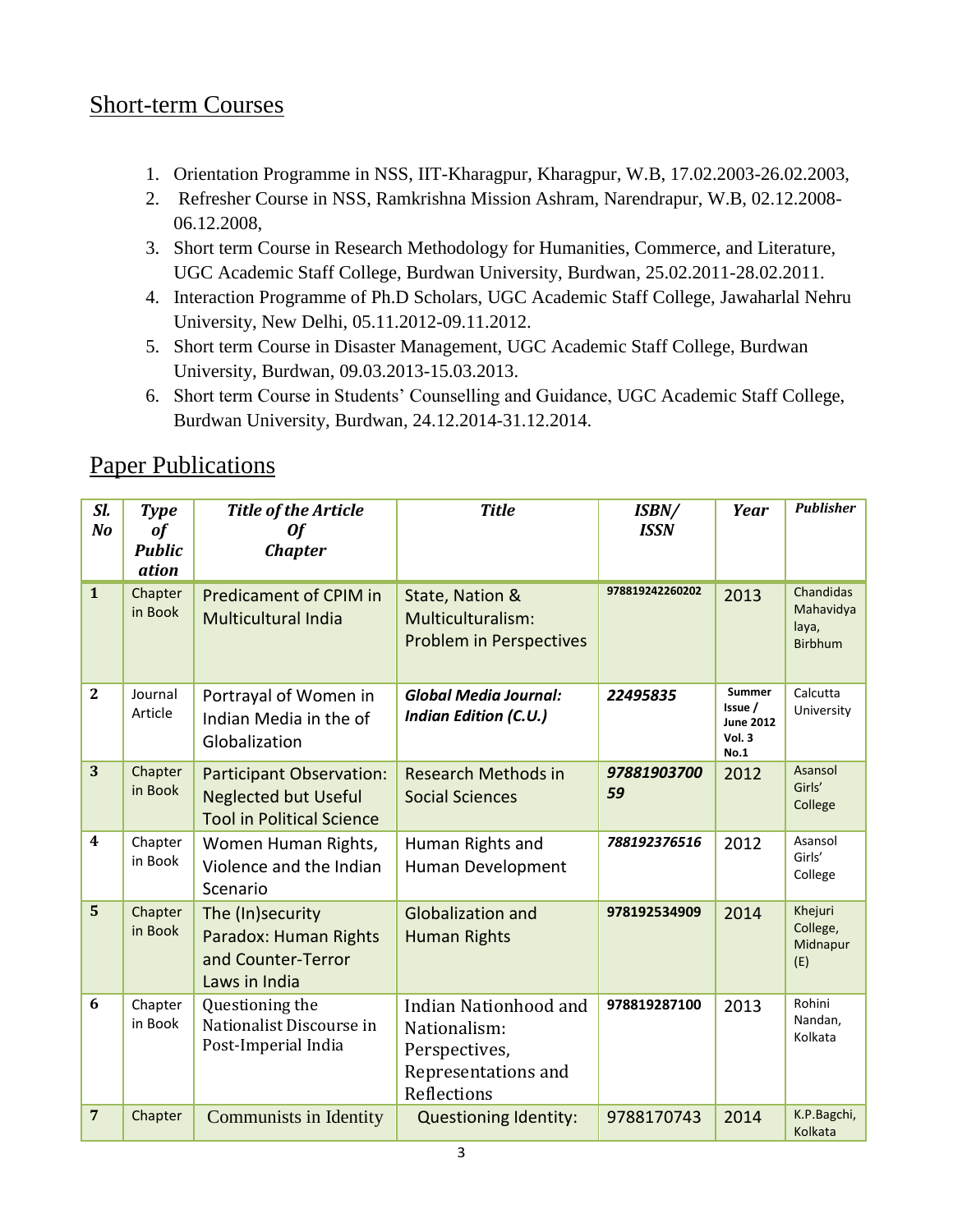## Short-term Courses

1. Orientation Programme in NSS, IIT-Kharagpur, Kharagpur, W.B, 17.02.2003-26.02.2003,
2. Refresher Course in NSS, Ramkrishna Mission Ashram, Narendrapur, W.B, 02.12.2008-06.12.2008,
3. Short term Course in Research Methodology for Humanities, Commerce, and Literature, UGC Academic Staff College, Burdwan University, Burdwan, 25.02.2011-28.02.2011.
4. Interaction Programme of Ph.D Scholars, UGC Academic Staff College, Jawaharlal Nehru University, New Delhi, 05.11.2012-09.11.2012.
5. Short term Course in Disaster Management, UGC Academic Staff College, Burdwan University, Burdwan, 09.03.2013-15.03.2013.
6. Short term Course in Students' Counselling and Guidance, UGC Academic Staff College, Burdwan University, Burdwan, 24.12.2014-31.12.2014.

## Paper Publications

| Sl. No | Type of Publication | Title of the Article Of Chapter | Title | ISBN/ ISSN | Year | Publisher |
|---|---|---|---|---|---|---|
| 1 | Chapter in Book | Predicament of CPIM in Multicultural India | State, Nation & Multiculturalism: Problem in Perspectives | 978819242260202 | 2013 | Chandidas Mahavidyalaya, Birbhum |
| 2 | Journal Article | Portrayal of Women in Indian Media in the of Globalization | ***Global Media Journal: Indian Edition (C.U.)*** | ***22495835*** | **Summer Issue / June 2012 Vol. 3 No.1** | Calcutta University |
| 3 | Chapter in Book | Participant Observation: Neglected but Useful Tool in Political Science | Research Methods in Social Sciences | ***9788190370059*** | 2012 | Asansol Girls' College |
| 4 | Chapter in Book | Women Human Rights, Violence and the Indian Scenario | Human Rights and Human Development | ***788192376516*** | 2012 | Asansol Girls' College |
| 5 | Chapter in Book | The (In)security Paradox: Human Rights and Counter-Terror Laws in India | Globalization and Human Rights | **978192534909** | 2014 | Khejuri College, Midnapur (E) |
| 6 | Chapter in Book | Questioning the Nationalist Discourse in Post-Imperial India | Indian Nationhood and Nationalism: Perspectives, Representations and Reflections | **978819287100** | 2013 | Rohini Nandan, Kolkata |
| 7 | Chapter | Communists in Identity | Questioning Identity: | 9788170743 | 2014 | K.P.Bagchi, Kolkata |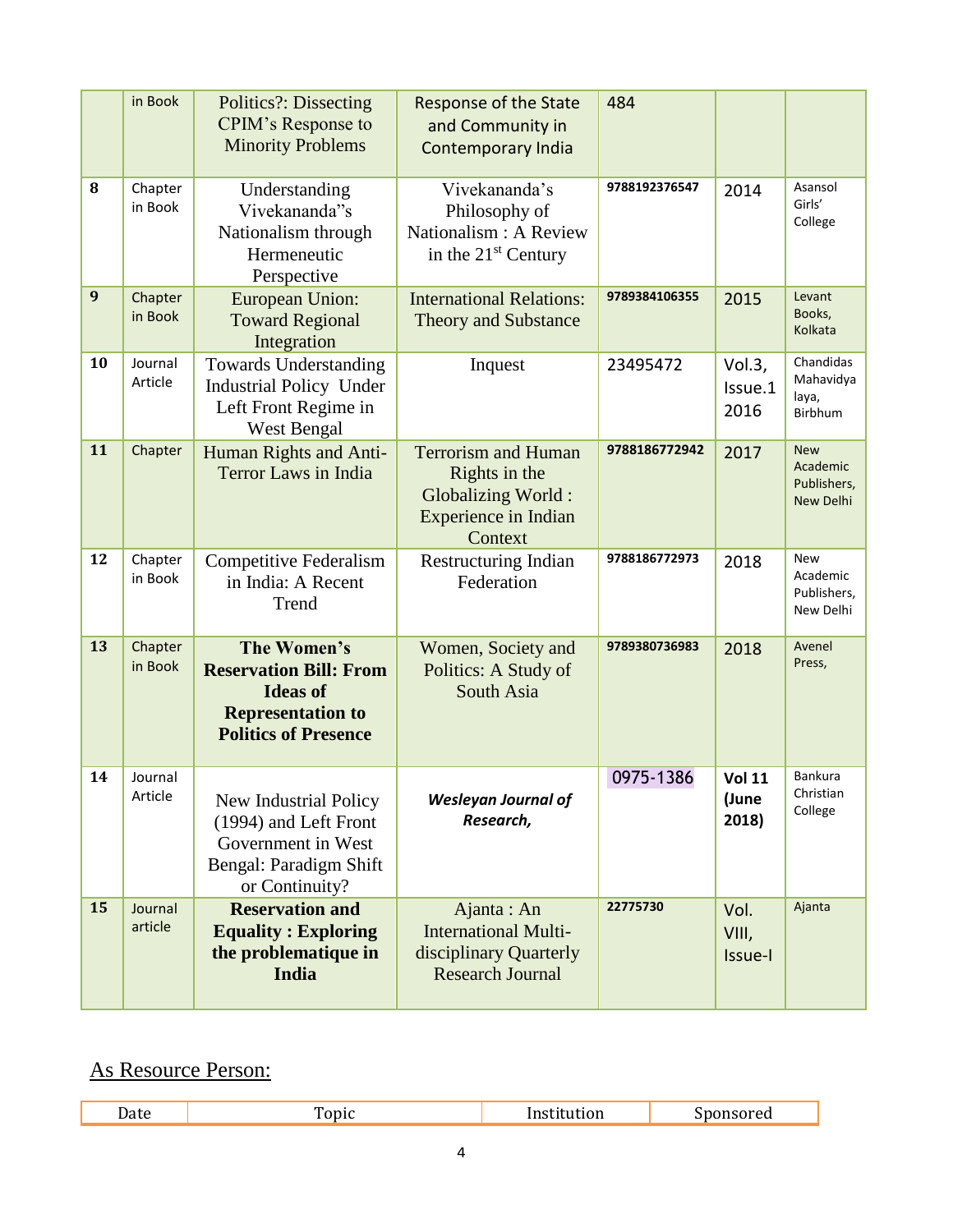| | in Book | Politics?: Dissecting CPIM's Response to Minority Problems | Response of the State and Community in Contemporary India | 484 | | |
|---|---|---|---|---|---|---|
| **8** | Chapter in Book | Understanding Vivekananda"s Nationalism through Hermeneutic Perspective | Vivekananda's Philosophy of Nationalism : A Review in the 21st Century | **9788192376547** | 2014 | Asansol Girls' College |
| **9** | Chapter in Book | European Union: Toward Regional Integration | International Relations: Theory and Substance | **9789384106355** | 2015 | Levant Books, Kolkata |
| **10** | Journal Article | Towards Understanding Industrial Policy Under Left Front Regime in West Bengal | Inquest | 23495472 | Vol.3, Issue.1 2016 | Chandidas Mahavidya laya, Birbhum |
| **11** | Chapter | Human Rights and Anti-Terror Laws in India | Terrorism and Human Rights in the Globalizing World : Experience in Indian Context | **9788186772942** | 2017 | New Academic Publishers, New Delhi |
| **12** | Chapter in Book | Competitive Federalism in India: A Recent Trend | Restructuring Indian Federation | **9788186772973** | 2018 | New Academic Publishers, New Delhi |
| **13** | Chapter in Book | **The Women's Reservation Bill: From Ideas of Representation to Politics of Presence** | Women, Society and Politics: A Study of South Asia | **9789380736983** | 2018 | Avenel Press, |
| **14** | Journal Article | New Industrial Policy (1994) and Left Front Government in West Bengal: Paradigm Shift or Continuity? | ***Wesleyan Journal of Research,*** | 0975-1386 | **Vol 11 (June 2018)** | Bankura Christian College |
| **15** | Journal article | **Reservation and Equality : Exploring the problematique in India** | Ajanta : An International Multi-disciplinary Quarterly Research Journal | **22775730** | Vol. VIII, Issue-I | Ajanta |

## As Resource Person:

| Date | Topic | Institution | Sponsored |
|---|---|---|---|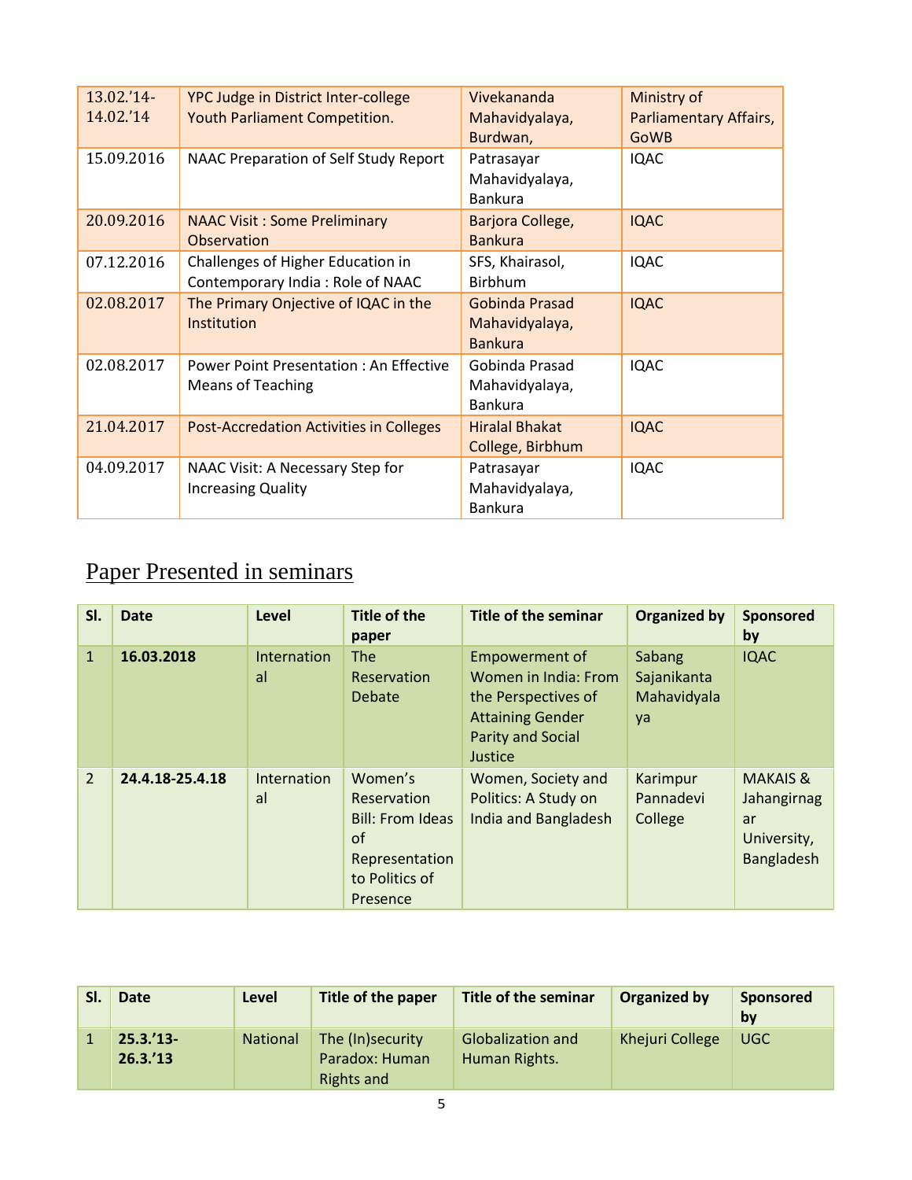| | | | |
|---|---|---|---|
| 13.02.'14-14.02.'14 | YPC Judge in District Inter-college Youth Parliament Competition. | Vivekananda Mahavidyalaya, Burdwan, | Ministry of Parliamentary Affairs, GoWB |
| 15.09.2016 | NAAC Preparation of Self Study Report | Patrasayar Mahavidyalaya, Bankura | IQAC |
| 20.09.2016 | NAAC Visit : Some Preliminary Observation | Barjora College, Bankura | IQAC |
| 07.12.2016 | Challenges of Higher Education in Contemporary India : Role of NAAC | SFS, Khairasol, Birbhum | IQAC |
| 02.08.2017 | The Primary Onjective of IQAC in the Institution | Gobinda Prasad Mahavidyalaya, Bankura | IQAC |
| 02.08.2017 | Power Point Presentation : An Effective Means of Teaching | Gobinda Prasad Mahavidyalaya, Bankura | IQAC |
| 21.04.2017 | Post-Accredation Activities in Colleges | Hiralal Bhakat College, Birbhum | IQAC |
| 04.09.2017 | NAAC Visit: A Necessary Step for Increasing Quality | Patrasayar Mahavidyalaya, Bankura | IQAC |

## Paper Presented in seminars

| Sl. | Date | Level | Title of the paper | Title of the seminar | Organized by | Sponsored by |
|---|---|---|---|---|---|---|
| 1 | **16.03.2018** | International | The Reservation Debate | Empowerment of Women in India: From the Perspectives of Attaining Gender Parity and Social Justice | Sabang Sajanikanta Mahavidyalaya | IQAC |
| 2 | **24.4.18-25.4.18** | International | Women's Reservation Bill: From Ideas of Representation to Politics of Presence | Women, Society and Politics: A Study on India and Bangladesh | Karimpur Pannadevi College | MAKAIS & Jahangirnagar University, Bangladesh |

| Sl. | Date | Level | Title of the paper | Title of the seminar | Organized by | Sponsored by |
|---|---|---|---|---|---|---|
| 1 | **25.3.'13-26.3.'13** | National | The (In)security Paradox: Human Rights and | Globalization and Human Rights. | Khejuri College | UGC |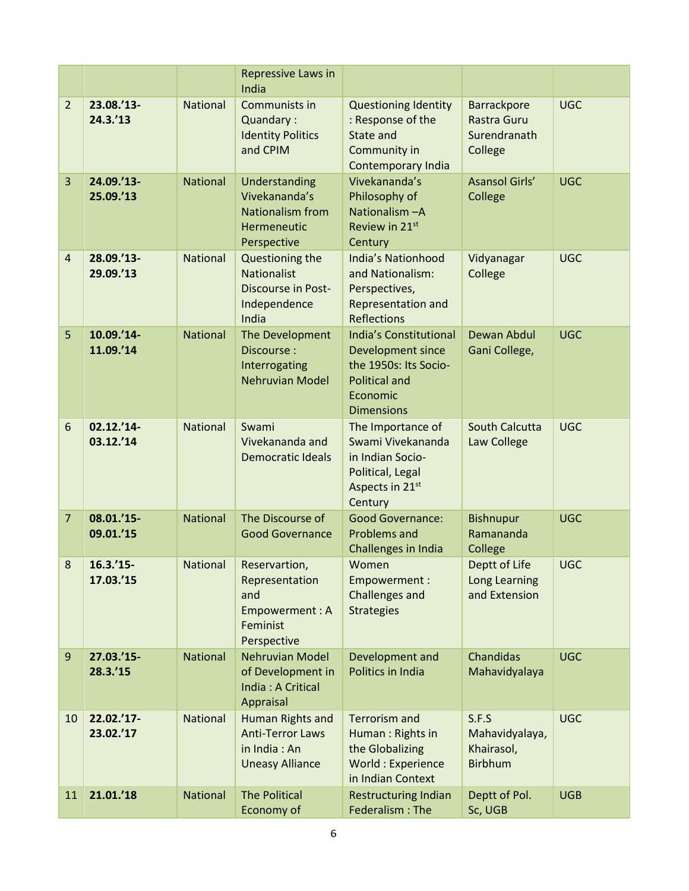| | | | | | | |
|---|---|---|---|---|---|---|
| | | | Repressive Laws in India | | | |
| 2 | **23.08.'13-24.3.'13** | National | Communists in Quandary : Identity Politics and CPIM | Questioning Identity : Response of the State and Community in Contemporary India | Barrackpore Rastra Guru Surendranath College | UGC |
| 3 | **24.09.'13-25.09.'13** | National | Understanding Vivekananda's Nationalism from Hermeneutic Perspective | Vivekananda's Philosophy of Nationalism –A Review in 21[st] Century | Asansol Girls' College | UGC |
| 4 | **28.09.'13-29.09.'13** | National | Questioning the Nationalist Discourse in Post-Independence India | India's Nationhood and Nationalism: Perspectives, Representation and Reflections | Vidyanagar College | UGC |
| 5 | **10.09.'14-11.09.'14** | National | The Development Discourse : Interrogating Nehruvian Model | India's Constitutional Development since the 1950s: Its Socio-Political and Economic Dimensions | Dewan Abdul Gani College, | UGC |
| 6 | **02.12.'14-03.12.'14** | National | Swami Vivekananda and Democratic Ideals | The Importance of Swami Vivekananda in Indian Socio-Political, Legal Aspects in 21[st] Century | South Calcutta Law College | UGC |
| 7 | **08.01.'15-09.01.'15** | National | The Discourse of Good Governance | Good Governance: Problems and Challenges in India | Bishnupur Ramananda College | UGC |
| 8 | **16.3.'15-17.03.'15** | National | Reservartion, Representation and Empowerment : A Feminist Perspective | Women Empowerment : Challenges and Strategies | Deptt of Life Long Learning and Extension | UGC |
| 9 | **27.03.'15-28.3.'15** | National | Nehruvian Model of Development in India : A Critical Appraisal | Development and Politics in India | Chandidas Mahavidyalaya | UGC |
| 10 | **22.02.'17-23.02.'17** | National | Human Rights and Anti-Terror Laws in India : An Uneasy Alliance | Terrorism and Human : Rights in the Globalizing World : Experience in Indian Context | S.F.S Mahavidyalaya, Khairasol, Birbhum | UGC |
| 11 | **21.01.'18** | National | The Political Economy of | Restructuring Indian Federalism : The | Deptt of Pol. Sc, UGB | UGB |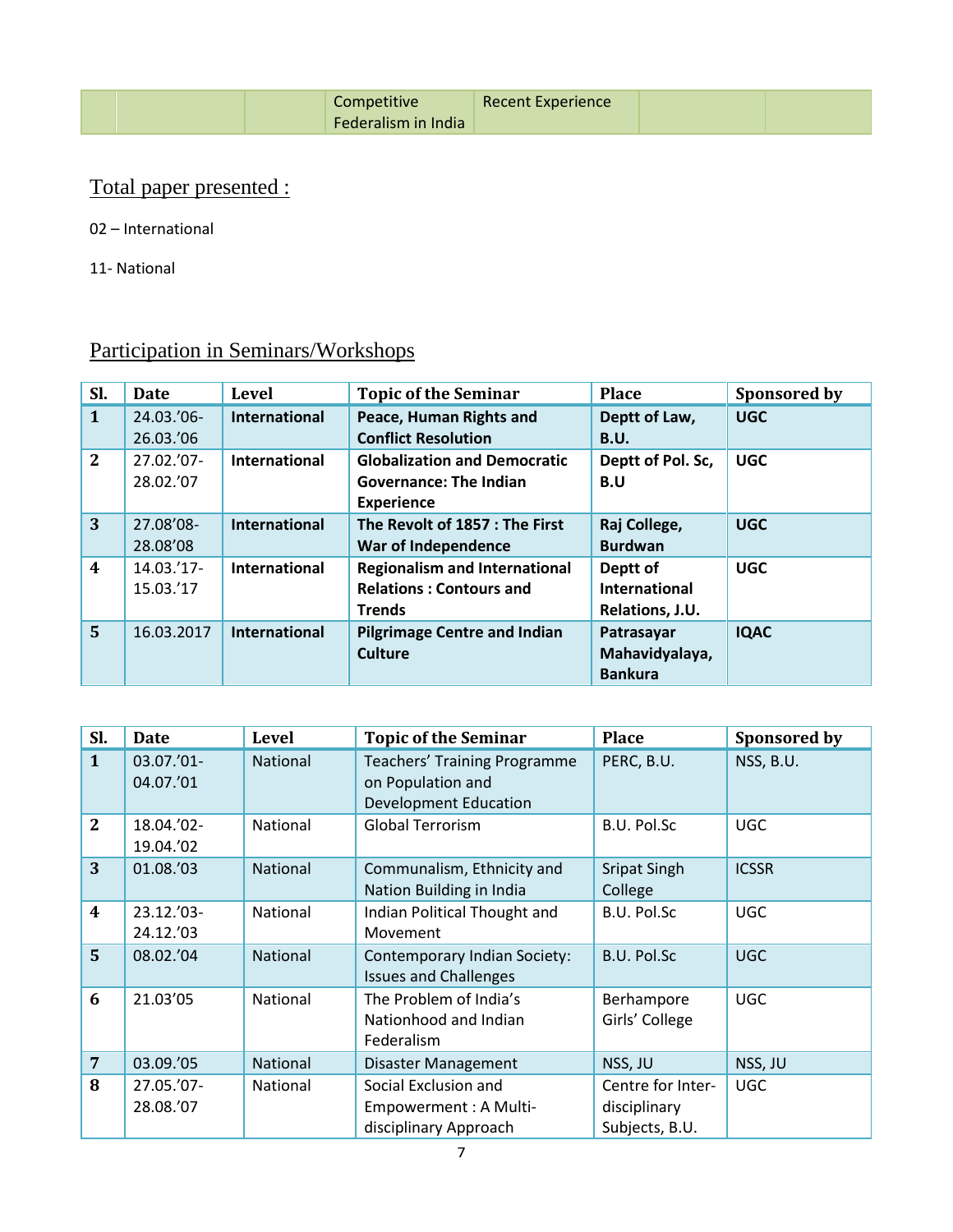| | | | Competitive Federalism in India | Recent Experience | | |
|---|---|---|---|---|---|---|

Total paper presented :

02 – International

11- National

## Participation in Seminars/Workshops

| Sl. | Date | Level | Topic of the Seminar | Place | Sponsored by |
|---|---|---|---|---|---|
| **1** | 24.03.'06-26.03.'06 | **International** | **Peace, Human Rights and Conflict Resolution** | **Deptt of Law, B.U.** | **UGC** |
| **2** | 27.02.'07-28.02.'07 | **International** | **Globalization and Democratic Governance: The Indian Experience** | **Deptt of Pol. Sc, B.U** | **UGC** |
| **3** | 27.08'08-28.08'08 | **International** | **The Revolt of 1857 : The First War of Independence** | **Raj College, Burdwan** | **UGC** |
| **4** | 14.03.'17-15.03.'17 | **International** | **Regionalism and International Relations : Contours and Trends** | **Deptt of International Relations, J.U.** | **UGC** |
| **5** | 16.03.2017 | **International** | **Pilgrimage Centre and Indian Culture** | **Patrasayar Mahavidyalaya, Bankura** | **IQAC** |

| Sl. | Date | Level | Topic of the Seminar | Place | Sponsored by |
|---|---|---|---|---|---|
| **1** | 03.07.'01-04.07.'01 | National | Teachers' Training Programme on Population and Development Education | PERC, B.U. | NSS, B.U. |
| **2** | 18.04.'02-19.04.'02 | National | Global Terrorism | B.U. Pol.Sc | UGC |
| **3** | 01.08.'03 | National | Communalism, Ethnicity and Nation Building in India | Sripat Singh College | ICSSR |
| **4** | 23.12.'03-24.12.'03 | National | Indian Political Thought and Movement | B.U. Pol.Sc | UGC |
| **5** | 08.02.'04 | National | Contemporary Indian Society: Issues and Challenges | B.U. Pol.Sc | UGC |
| **6** | 21.03'05 | National | The Problem of India's Nationhood and Indian Federalism | Berhampore Girls' College | UGC |
| **7** | 03.09.'05 | National | Disaster Management | NSS, JU | NSS, JU |
| **8** | 27.05.'07-28.08.'07 | National | Social Exclusion and Empowerment : A Multi-disciplinary Approach | Centre for Inter-disciplinary Subjects, B.U. | UGC |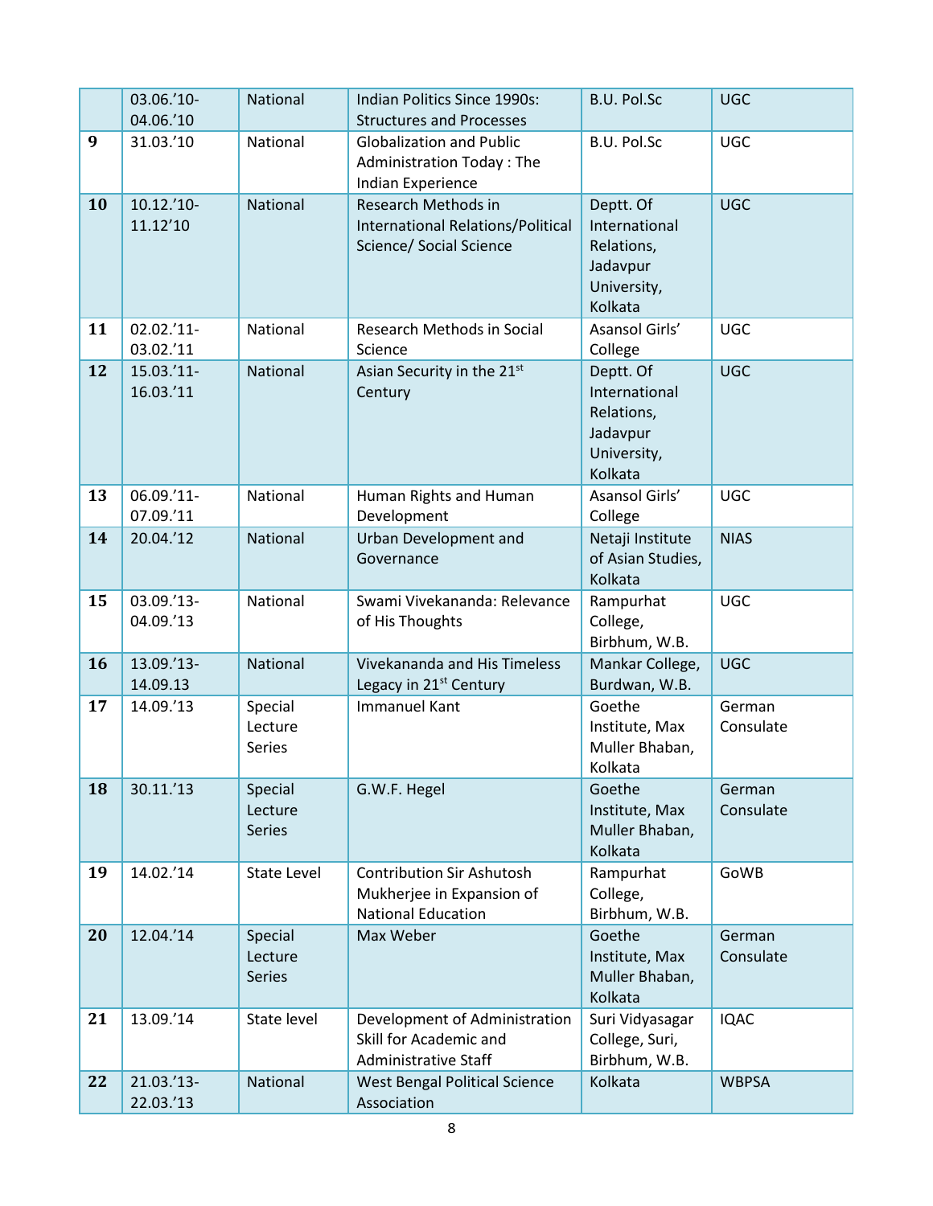|  |  |  |  |  |  |
|---|---|---|---|---|---|
|  | 03.06.'10-04.06.'10 | National | Indian Politics Since 1990s: Structures and Processes | B.U. Pol.Sc | UGC |
| 9 | 31.03.'10 | National | Globalization and Public Administration Today : The Indian Experience | B.U. Pol.Sc | UGC |
| 10 | 10.12.'10-11.12'10 | National | Research Methods in International Relations/Political Science/ Social Science | Deptt. Of International Relations, Jadavpur University, Kolkata | UGC |
| 11 | 02.02.'11-03.02.'11 | National | Research Methods in Social Science | Asansol Girls' College | UGC |
| 12 | 15.03.'11-16.03.'11 | National | Asian Security in the 21st Century | Deptt. Of International Relations, Jadavpur University, Kolkata | UGC |
| 13 | 06.09.'11-07.09.'11 | National | Human Rights and Human Development | Asansol Girls' College | UGC |
| 14 | 20.04.'12 | National | Urban Development and Governance | Netaji Institute of Asian Studies, Kolkata | NIAS |
| 15 | 03.09.'13-04.09.'13 | National | Swami Vivekananda: Relevance of His Thoughts | Rampurhat College, Birbhum, W.B. | UGC |
| 16 | 13.09.'13-14.09.13 | National | Vivekananda and His Timeless Legacy in 21st Century | Mankar College, Burdwan, W.B. | UGC |
| 17 | 14.09.'13 | Special Lecture Series | Immanuel Kant | Goethe Institute, Max Muller Bhaban, Kolkata | German Consulate |
| 18 | 30.11.'13 | Special Lecture Series | G.W.F. Hegel | Goethe Institute, Max Muller Bhaban, Kolkata | German Consulate |
| 19 | 14.02.'14 | State Level | Contribution Sir Ashutosh Mukherjee in Expansion of National Education | Rampurhat College, Birbhum, W.B. | GoWB |
| 20 | 12.04.'14 | Special Lecture Series | Max Weber | Goethe Institute, Max Muller Bhaban, Kolkata | German Consulate |
| 21 | 13.09.'14 | State level | Development of Administration Skill for Academic and Administrative Staff | Suri Vidyasagar College, Suri, Birbhum, W.B. | IQAC |
| 22 | 21.03.'13-22.03.'13 | National | West Bengal Political Science Association | Kolkata | WBPSA |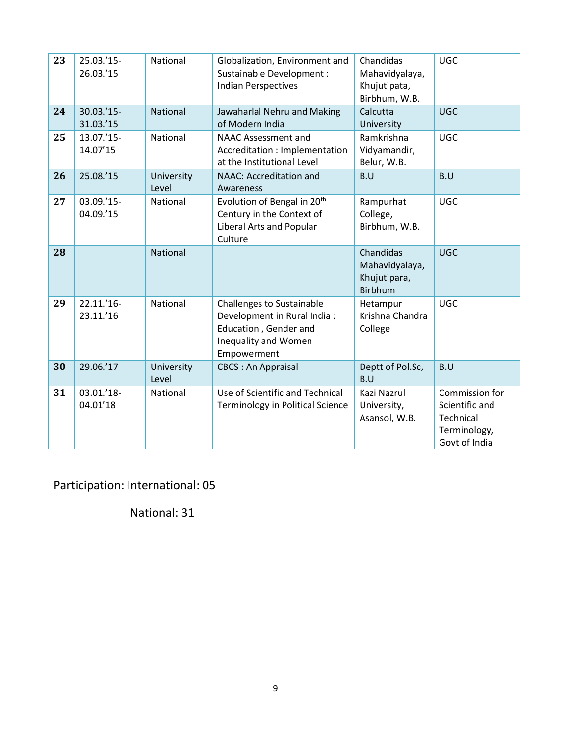| 23 | 25.03.'15-26.03.'15 | National | Globalization, Environment and Sustainable Development : Indian Perspectives | Chandidas Mahavidyalaya, Khujutipata, Birbhum, W.B. | UGC |
|---|---|---|---|---|---|
| 24 | 30.03.'15-31.03.'15 | National | Jawaharlal Nehru and Making of Modern India | Calcutta University | UGC |
| 25 | 13.07.'15-14.07'15 | National | NAAC Assessment and Accreditation : Implementation at the Institutional Level | Ramkrishna Vidyamandir, Belur, W.B. | UGC |
| 26 | 25.08.'15 | University Level | NAAC: Accreditation and Awareness | B.U | B.U |
| 27 | 03.09.'15-04.09.'15 | National | Evolution of Bengal in 20th Century in the Context of Liberal Arts and Popular Culture | Rampurhat College, Birbhum, W.B. | UGC |
| 28 | | National | | Chandidas Mahavidyalaya, Khujutipara, Birbhum | UGC |
| 29 | 22.11.'16-23.11.'16 | National | Challenges to Sustainable Development in Rural India : Education , Gender and Inequality and Women Empowerment | Hetampur Krishna Chandra College | UGC |
| 30 | 29.06.'17 | University Level | CBCS : An Appraisal | Deptt of Pol.Sc, B.U | B.U |
| 31 | 03.01.'18-04.01'18 | National | Use of Scientific and Technical Terminology in Political Science | Kazi Nazrul University, Asansol, W.B. | Commission for Scientific and Technical Terminology, Govt of India |

Participation: International: 05

National: 31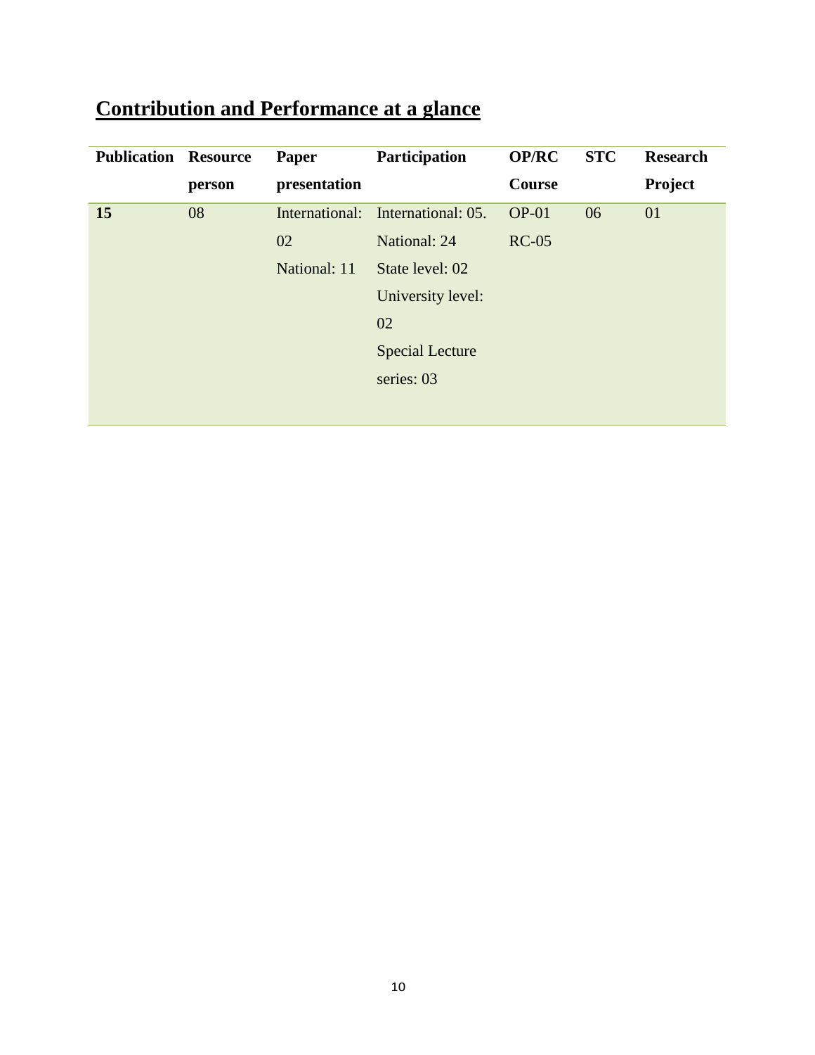# Contribution and Performance at a glance

| Publication | Resource person | Paper presentation | Participation | OP/RC Course | STC | Research Project |
|---|---|---|---|---|---|---|
| **15** | 08 | International: 02<br>National: 11 | International: 05.<br>National: 24<br>State level: 02<br>University level: 02<br>Special Lecture series: 03 | OP-01<br>RC-05 | 06 | 01 |